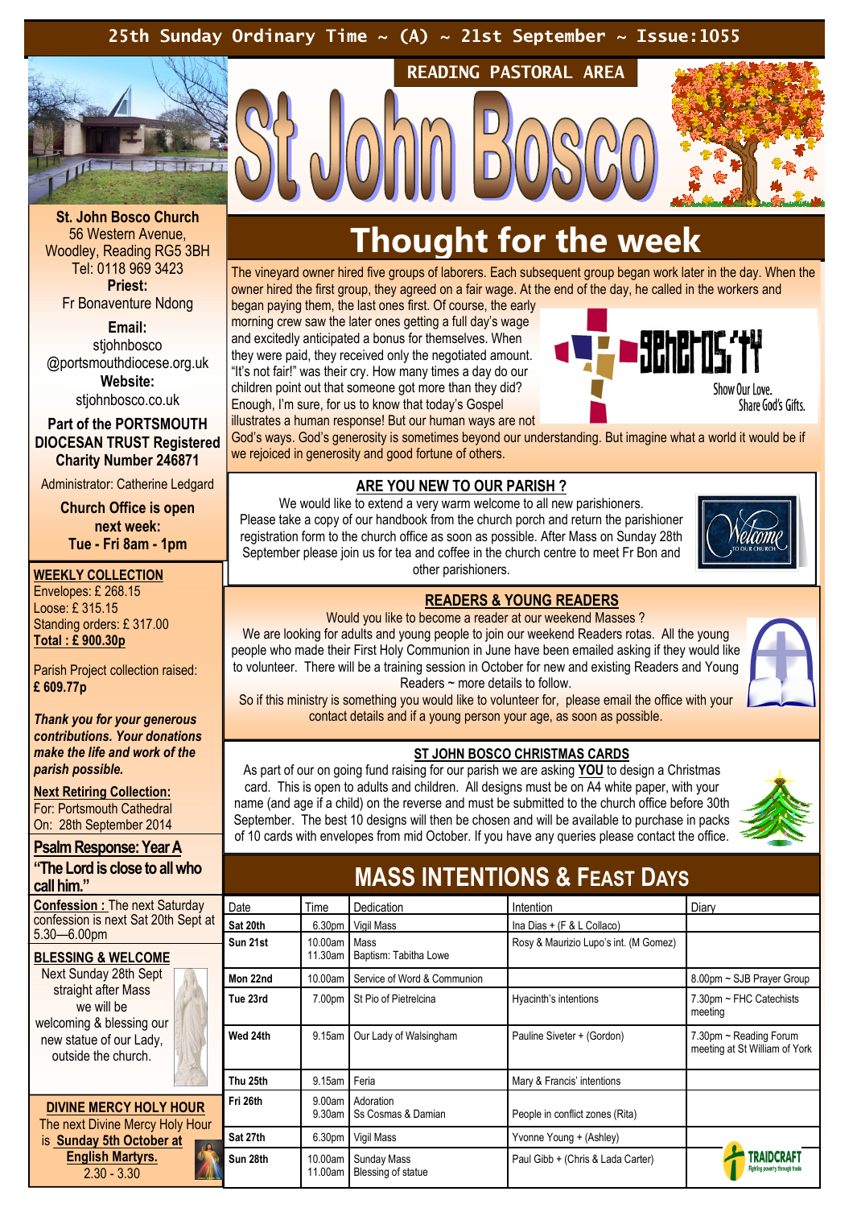25th Sunday Ordinary Time ~ (A) ~ 21st September ~ Issue:1055

READING PASTORAL AREA

# St John Bosco

**St. John Bosco Church**
56 Western Avenue,
Woodley, Reading RG5 3BH
Tel: 0118 969 3423

**Priest:**
Fr Bonaventure Ndong

**Email:**
stjohnbosco
@portsmouthdiocese.org.uk

**Website:**
stjohnbosco.co.uk

**Part of the PORTSMOUTH DIOCESAN TRUST Registered Charity Number 246871**

Administrator: Catherine Ledgard

**Church Office is open next week: Tue - Fri 8am - 1pm**

**WEEKLY COLLECTION**
Envelopes: £ 268.15
Loose: £ 315.15
Standing orders: £ 317.00
**Total : £ 900.30p**

Parish Project collection raised:
**£ 609.77p**

***Thank you for your generous contributions. Your donations make the life and work of the parish possible.***

**Next Retiring Collection:**
For: Portsmouth Cathedral
On: 28th September 2014

**Psalm Response: Year A**
**"The Lord is close to all who call him."**

**Confession :** The next Saturday confession is next Sat 20th Sept at 5.30—6.00pm

**BLESSING & WELCOME**
Next Sunday 28th Sept straight after Mass we will be welcoming & blessing our new statue of our Lady, outside the church.

**DIVINE MERCY HOLY HOUR**
The next Divine Mercy Holy Hour is **Sunday 5th October at English Martyrs.**
2.30 - 3.30

## Thought for the week

The vineyard owner hired five groups of laborers. Each subsequent group began work later in the day. When the owner hired the first group, they agreed on a fair wage. At the end of the day, he called in the workers and began paying them, the last ones first. Of course, the early morning crew saw the later ones getting a full day's wage and excitedly anticipated a bonus for themselves. When they were paid, they received only the negotiated amount. "It's not fair!" was their cry. How many times a day do our children point out that someone got more than they did? Enough, I'm sure, for us to know that today's Gospel illustrates a human response! But our human ways are not God's ways. God's generosity is sometimes beyond our understanding. But imagine what a world it would be if we rejoiced in generosity and good fortune of others.

generosity — Show Our Love. Share God's Gifts.

### ARE YOU NEW TO OUR PARISH ?

We would like to extend a very warm welcome to all new parishioners. Please take a copy of our handbook from the church porch and return the parishioner registration form to the church office as soon as possible. After Mass on Sunday 28th September please join us for tea and coffee in the church centre to meet Fr Bon and other parishioners.

### READERS & YOUNG READERS

Would you like to become a reader at our weekend Masses ?
We are looking for adults and young people to join our weekend Readers rotas. All the young people who made their First Holy Communion in June have been emailed asking if they would like to volunteer. There will be a training session in October for new and existing Readers and Young Readers ~ more details to follow.
So if this ministry is something you would like to volunteer for, please email the office with your contact details and if a young person your age, as soon as possible.

### ST JOHN BOSCO CHRISTMAS CARDS

As part of our on going fund raising for our parish we are asking **YOU** to design a Christmas card. This is open to adults and children. All designs must be on A4 white paper, with your name (and age if a child) on the reverse and must be submitted to the church office before 30th September. The best 10 designs will then be chosen and will be available to purchase in packs of 10 cards with envelopes from mid October. If you have any queries please contact the office.

## MASS INTENTIONS & FEAST DAYS

| Date | Time | Dedication | Intention | Diary |
|---|---|---|---|---|
| **Sat 20th** | 6.30pm | Vigil Mass | Ina Dias + (F & L Collaco) | |
| **Sun 21st** | 10.00am<br>11.30am | Mass<br>Baptism: Tabitha Lowe | Rosy & Maurizio Lupo's int. (M Gomez) | |
| **Mon 22nd** | 10.00am | Service of Word & Communion | | 8.00pm ~ SJB Prayer Group |
| **Tue 23rd** | 7.00pm | St Pio of Pietrelcina | Hyacinth's intentions | 7.30pm ~ FHC Catechists meeting |
| **Wed 24th** | 9.15am | Our Lady of Walsingham | Pauline Siveter + (Gordon) | 7.30pm ~ Reading Forum meeting at St William of York |
| **Thu 25th** | 9.15am | Feria | Mary & Francis' intentions | |
| **Fri 26th** | 9.00am<br>9.30am | Adoration<br>Ss Cosmas & Damian | People in conflict zones (Rita) | |
| **Sat 27th** | 6.30pm | Vigil Mass | Yvonne Young + (Ashley) | |
| **Sun 28th** | 10.00am<br>11.00am | Sunday Mass<br>Blessing of statue | Paul Gibb + (Chris & Lada Carter) | TRAIDCRAFT |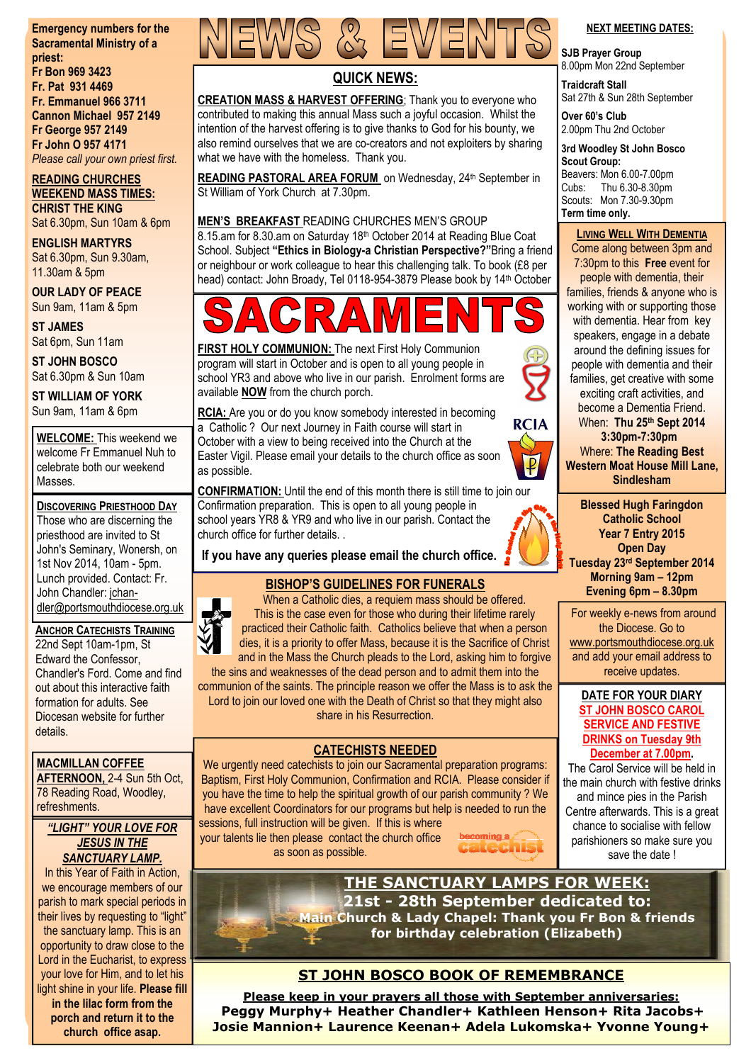**Emergency numbers for the Sacramental Ministry of a priest:**
**Fr Bon 969 3423**
**Fr. Pat 931 4469**
**Fr. Emmanuel 966 3711**
**Cannon Michael 957 2149**
**Fr George 957 2149**
**Fr John O 957 4171**
*Please call your own priest first.*

**READING CHURCHES WEEKEND MASS TIMES:**

**CHRIST THE KING**
Sat 6.30pm, Sun 10am & 6pm

**ENGLISH MARTYRS**
Sat 6.30pm, Sun 9.30am, 11.30am & 5pm

**OUR LADY OF PEACE**
Sun 9am, 11am & 5pm

**ST JAMES**
Sat 6pm, Sun 11am

**ST JOHN BOSCO**
Sat 6.30pm & Sun 10am

**ST WILLIAM OF YORK**
Sun 9am, 11am & 6pm

**WELCOME:** This weekend we welcome Fr Emmanuel Nuh to celebrate both our weekend Masses.

**DISCOVERING PRIESTHOOD DAY**
Those who are discerning the priesthood are invited to St John's Seminary, Wonersh, on 1st Nov 2014, 10am - 5pm. Lunch provided. Contact: Fr. John Chandler: jchandler@portsmouthdiocese.org.uk

**ANCHOR CATECHISTS TRAINING**
22nd Sept 10am-1pm, St Edward the Confessor, Chandler's Ford. Come and find out about this interactive faith formation for adults. See Diocesan website for further details.

**MACMILLAN COFFEE AFTERNOON,** 2-4 Sun 5th Oct, 78 Reading Road, Woodley, refreshments.

***"LIGHT" YOUR LOVE FOR JESUS IN THE SANCTUARY LAMP.***
In this Year of Faith in Action, we encourage members of our parish to mark special periods in their lives by requesting to "light" the sanctuary lamp. This is an opportunity to draw close to the Lord in the Eucharist, to express your love for Him, and to let his light shine in your life. **Please fill in the lilac form from the porch and return it to the church office asap.**

# NEWS & EVENTS

## QUICK NEWS:

**CREATION MASS & HARVEST OFFERING**; Thank you to everyone who contributed to making this annual Mass such a joyful occasion. Whilst the intention of the harvest offering is to give thanks to God for his bounty, we also remind ourselves that we are co-creators and not exploiters by sharing what we have with the homeless. Thank you.

**READING PASTORAL AREA FORUM** on Wednesday, 24th September in St William of York Church at 7.30pm.

**MEN'S BREAKFAST** READING CHURCHES MEN'S GROUP
8.15.am for 8.30.am on Saturday 18th October 2014 at Reading Blue Coat School. Subject **"Ethics in Biology-a Christian Perspective?"**Bring a friend or neighbour or work colleague to hear this challenging talk. To book (£8 per head) contact: John Broady, Tel 0118-954-3879 Please book by 14th October

# SACRAMENTS

**FIRST HOLY COMMUNION:** The next First Holy Communion program will start in October and is open to all young people in school YR3 and above who live in our parish. Enrolment forms are available **NOW** from the church porch.

**RCIA:** Are you or do you know somebody interested in becoming a Catholic ? Our next Journey in Faith course will start in October with a view to being received into the Church at the Easter Vigil. Please email your details to the church office as soon as possible.

**CONFIRMATION:** Until the end of this month there is still time to join our Confirmation preparation. This is open to all young people in school years YR8 & YR9 and who live in our parish. Contact the church office for further details. .

**If you have any queries please email the church office.**

## BISHOP'S GUIDELINES FOR FUNERALS

When a Catholic dies, a requiem mass should be offered. This is the case even for those who during their lifetime rarely practiced their Catholic faith. Catholics believe that when a person dies, it is a priority to offer Mass, because it is the Sacrifice of Christ and in the Mass the Church pleads to the Lord, asking him to forgive the sins and weaknesses of the dead person and to admit them into the communion of the saints. The principle reason we offer the Mass is to ask the Lord to join our loved one with the Death of Christ so that they might also share in his Resurrection.

## CATECHISTS NEEDED

We urgently need catechists to join our Sacramental preparation programs: Baptism, First Holy Communion, Confirmation and RCIA. Please consider if you have the time to help the spiritual growth of our parish community ? We have excellent Coordinators for our programs but help is needed to run the sessions, full instruction will be given. If this is where your talents lie then please contact the church office as soon as possible.

**NEXT MEETING DATES:**

**SJB Prayer Group**
8.00pm Mon 22nd September

**Traidcraft Stall**
Sat 27th & Sun 28th September

**Over 60's Club**
2.00pm Thu 2nd October

**3rd Woodley St John Bosco Scout Group:**
Beavers: Mon 6.00-7.00pm
Cubs: Thu 6.30-8.30pm
Scouts: Mon 7.30-9.30pm
**Term time only.**

**LIVING WELL WITH DEMENTIA**
Come along between 3pm and 7:30pm to this **Free** event for people with dementia, their families, friends & anyone who is working with or supporting those with dementia. Hear from key speakers, engage in a debate around the defining issues for people with dementia and their families, get creative with some exciting craft activities, and become a Dementia Friend.
When: **Thu 25th Sept 2014 3:30pm-7:30pm**
Where: **The Reading Best Western Moat House Mill Lane, Sindlesham**

**Blessed Hugh Faringdon Catholic School**
**Year 7 Entry 2015**
**Open Day**
**Tuesday 23rd September 2014**
**Morning 9am – 12pm**
**Evening 6pm – 8.30pm**

For weekly e-news from around the Diocese. Go to www.portsmouthdiocese.org.uk and add your email address to receive updates.

**DATE FOR YOUR DIARY**
**ST JOHN BOSCO CAROL SERVICE AND FESTIVE DRINKS on Tuesday 9th December at 7.00pm.**
The Carol Service will be held in the main church with festive drinks and mince pies in the Parish Centre afterwards. This is a great chance to socialise with fellow parishioners so make sure you save the date !

## THE SANCTUARY LAMPS FOR WEEK:
**21st - 28th September dedicated to:**
**Main Church & Lady Chapel: Thank you Fr Bon & friends for birthday celebration (Elizabeth)**

## ST JOHN BOSCO BOOK OF REMEMBRANCE

**Please keep in your prayers all those with September anniversaries:**
**Peggy Murphy+ Heather Chandler+ Kathleen Henson+ Rita Jacobs+ Josie Mannion+ Laurence Keenan+ Adela Lukomska+ Yvonne Young+**